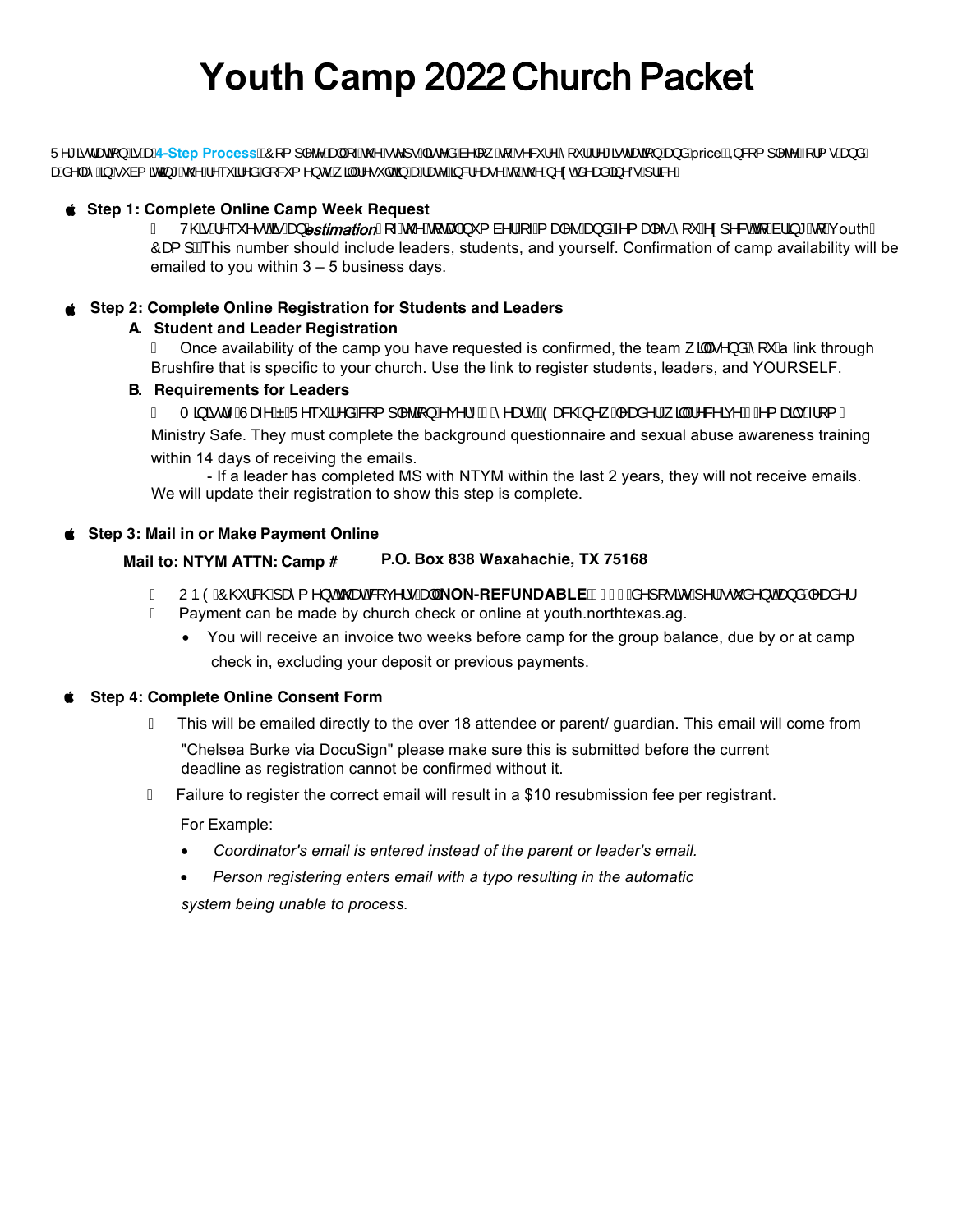# Youth Camp 2022 Church Packet

Registration is a **4-Step Process**. Complete all of the steps listed below to secure your registration and price. Incomplete forms and a delay in submitting the required documents will result in a rate increase to the next deadline's price.

- **Step 1: Complete Online Camp Week Request**
  - This request is an *estimation* of the total number of males and females you expect to bring to Youth Camp. This number should include leaders, students, and yourself. Confirmation of camp availability will be emailed to you within 3 – 5 business days.

- **Step 2: Complete Online Registration for Students and Leaders**
  - **A. Student and Leader Registration**
    - Once availability of the camp you have requested is confirmed, the team will send you a link through Brushfire that is specific to your church. Use the link to register students, leaders, and YOURSELF.
  - **B. Requirements for Leaders**
    - Ministry Safe – Required completion every 2 years. Each new leader will receive 2 emails from Ministry Safe. They must complete the background questionnaire and sexual abuse awareness training within 14 days of receiving the emails.
      - If a leader has completed MS with NTYM within the last 2 years, they will not receive emails. We will update their registration to show this step is complete.

- **Step 3: Mail in or Make Payment Online**

  **Mail to: NTYM ATTN: Camp # P.O. Box 838 Waxahachie, TX 75168**

  - ONE Church payment that covers all **NON-REFUNDABLE** $ deposits per student and leader
  - Payment can be made by church check or online at youth.northtexas.ag.
    - You will receive an invoice two weeks before camp for the group balance, due by or at camp check in, excluding your deposit or previous payments.

- **Step 4: Complete Online Consent Form**
  - This will be emailed directly to the over 18 attendee or parent/ guardian. This email will come from "Chelsea Burke via DocuSign" please make sure this is submitted before the current deadline as registration cannot be confirmed without it.
  - Failure to register the correct email will result in a $10 resubmission fee per registrant.

    For Example:

    - *Coordinator's email is entered instead of the parent or leader's email.*
    - *Person registering enters email with a typo resulting in the automatic system being unable to process.*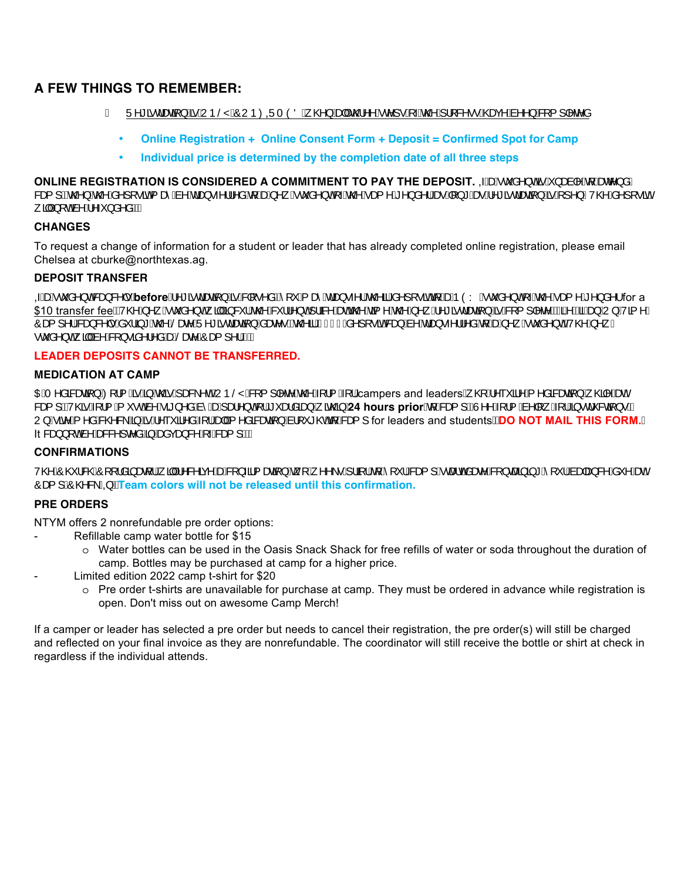## A FEW THINGS TO REMEMBER:

- Registration is ONLY CONFIRMED when all three steps of the process have been completed
  - **Online Registration + Online Consent Form + Deposit = Confirmed Spot for Camp**
  - **Individual price is determined by the completion date of all three steps**

**ONLINE REGISTRATION IS CONSIDERED A COMMITMENT TO PAY THE DEPOSIT.** If a student is unable to attend camp, then the deposit may be transferred to a new student of the same gender as long as registration is open. The deposit will not be refunded.

### CHANGES

To request a change of information for a student or leader that has already completed online registration, please email Chelsea at cburke@northtexas.ag.

### DEPOSIT TRANSFER

If a student cancels **before** registration is closed, you may transfer their deposit to a NEW student of the same gender for a $10 transfer fee. The new student will incur the current price at the time the new registration is complete (ie. Early, On Time). Camper cancels during the Late Registration dates, their $100 deposit can be transferred to a new student. The new student will be considered a Late Camper.

**LEADER DEPOSITS CANNOT BE TRANSFERRED.**

### MEDICATION AT CAMP

A Medication Form is in this packet. ONLY complete the form for campers and leaders who require medication while at camp. This form must be signed by a parent or guardian within **24 hours prior** to camp. See form below for instructions. On site medical check in is required for all medication brought to camp for leaders and students. **DO NOT MAIL THIS FORM.** It cannot be accepted in advance of camp.

### CONFIRMATIONS

The Church Coordinator will receive a confirmation two weeks prior to your camp start date containing your balance due at Camp Check In. **Team colors will not be released until this confirmation.**

### PRE ORDERS

NTYM offers 2 nonrefundable pre order options:

- Refillable camp water bottle for $15
  - Water bottles can be used in the Oasis Snack Shack for free refills of water or soda throughout the duration of camp. Bottles may be purchased at camp for a higher price.
- Limited edition 2022 camp t-shirt for $20
  - Pre order t-shirts are unavailable for purchase at camp. They must be ordered in advance while registration is open. Don't miss out on awesome Camp Merch!

If a camper or leader has selected a pre order but needs to cancel their registration, the pre order(s) will still be charged and reflected on your final invoice as they are nonrefundable. The coordinator will still receive the bottle or shirt at check in regardless if the individual attends.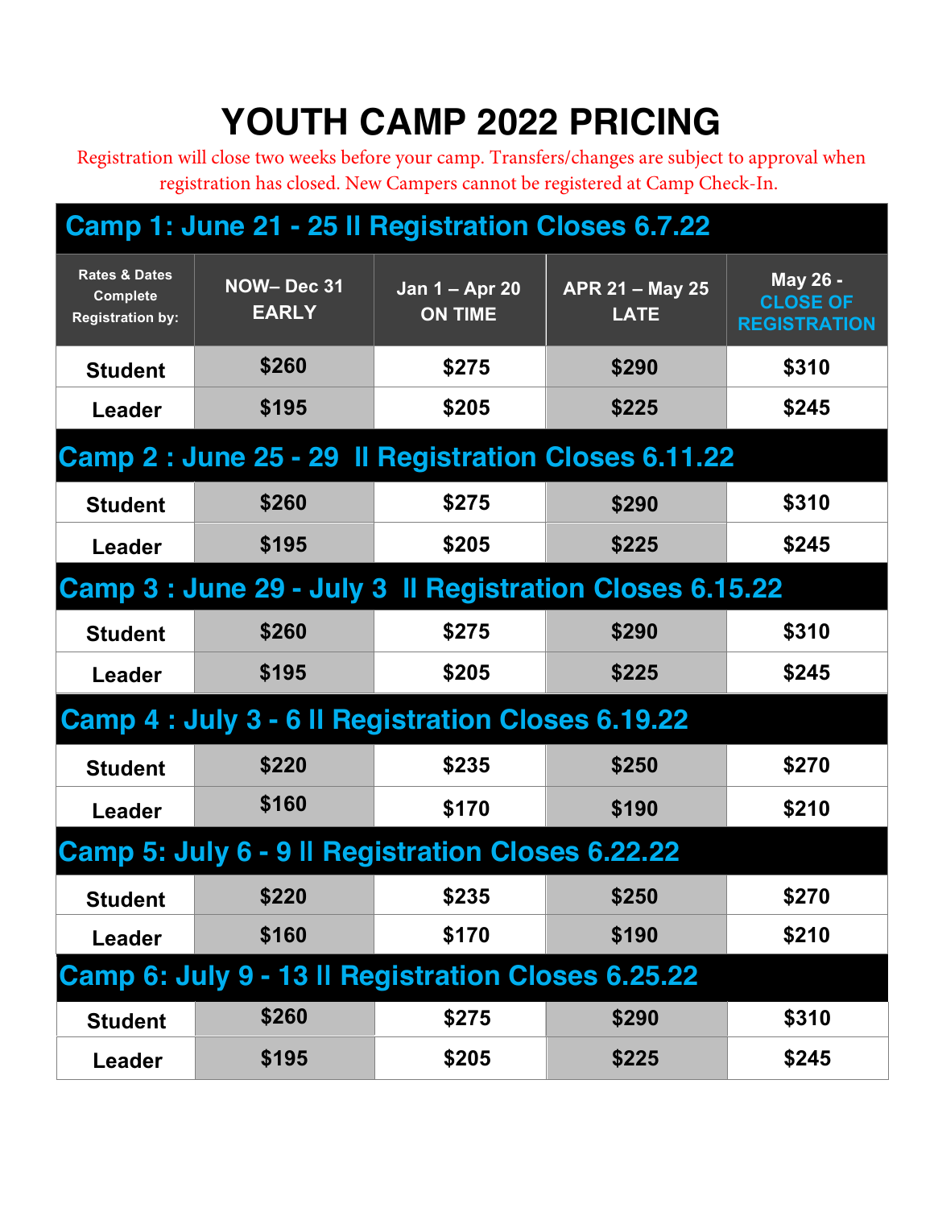# YOUTH CAMP 2022 PRICING

Registration will close two weeks before your camp. Transfers/changes are subject to approval when registration has closed. New Campers cannot be registered at Camp Check-In.

| Camp 1: June 21 - 25 ll Registration Closes 6.7.22 | | | | |
|---|---|---|---|---|
| **Rates & Dates Complete Registration by:** | **NOW– Dec 31 EARLY** | **Jan 1 – Apr 20 ON TIME** | **APR 21 – May 25 LATE** | **May 26 - CLOSE OF REGISTRATION** |
| **Student** | **$260** | **$275** | **$290** | **$310** |
| **Leader** | **$195** | **$205** | **$225** | **$245** |
| **Camp 2 : June 25 - 29 ll Registration Closes 6.11.22** | | | | |
| **Student** | **$260** | **$275** | **$290** | **$310** |
| **Leader** | **$195** | **$205** | **$225** | **$245** |
| **Camp 3 : June 29 - July 3 ll Registration Closes 6.15.22** | | | | |
| **Student** | **$260** | **$275** | **$290** | **$310** |
| **Leader** | **$195** | **$205** | **$225** | **$245** |
| **Camp 4 : July 3 - 6 ll Registration Closes 6.19.22** | | | | |
| **Student** | **$220** | **$235** | **$250** | **$270** |
| **Leader** | **$160** | **$170** | **$190** | **$210** |
| **Camp 5: July 6 - 9 ll Registration Closes 6.22.22** | | | | |
| **Student** | **$220** | **$235** | **$250** | **$270** |
| **Leader** | **$160** | **$170** | **$190** | **$210** |
| **Camp 6: July 9 - 13 ll Registration Closes 6.25.22** | | | | |
| **Student** | **$260** | **$275** | **$290** | **$310** |
| **Leader** | **$195** | **$205** | **$225** | **$245** |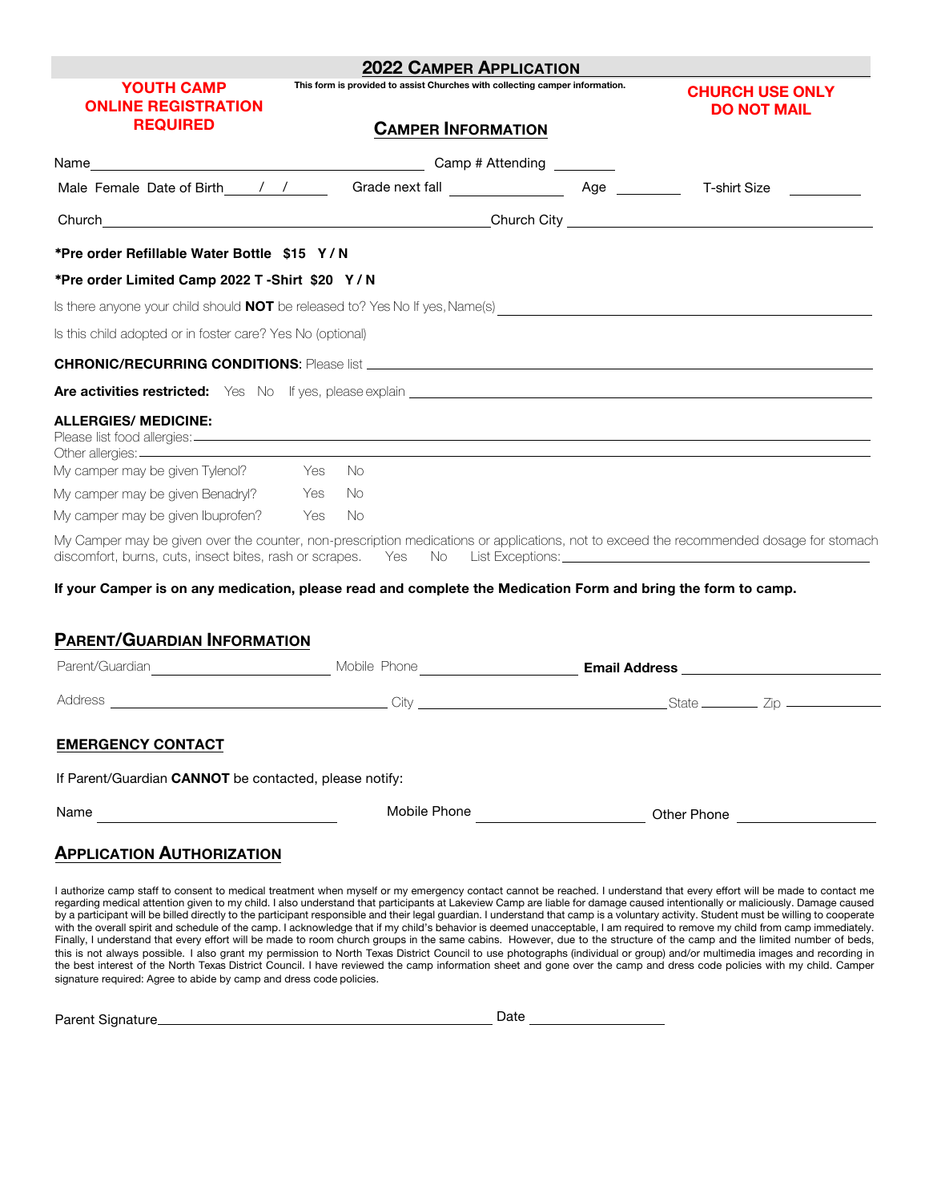# 2022 Camper Application

**YOUTH CAMP ONLINE REGISTRATION REQUIRED**

This form is provided to assist Churches with collecting camper information.

**CHURCH USE ONLY DO NOT MAIL**

## Camper Information

Name ______________________________ Camp # Attending ________

Male Female Date of Birth ____/____/____ Grade next fall ____________ Age ________ T-shirt Size ________

Church ______________________________ Church City ______________________________

**\*Pre order Refillable Water Bottle $15 Y / N**

**\*Pre order Limited Camp 2022 T -Shirt $20 Y / N**

Is there anyone your child should **NOT** be released to? Yes No If yes, Name(s) ______________________________

Is this child adopted or in foster care? Yes No (optional)

**CHRONIC/RECURRING CONDITIONS**: Please list ______________________________

**Are activities restricted:** Yes No If yes, please explain ______________________________

**ALLERGIES/ MEDICINE:**

Please list food allergies: ______________________________

Other allergies: ______________________________

My camper may be given Tylenol? Yes No

My camper may be given Benadryl? Yes No

My camper may be given Ibuprofen? Yes No

My Camper may be given over the counter, non-prescription medications or applications, not to exceed the recommended dosage for stomach discomfort, burns, cuts, insect bites, rash or scrapes. Yes No List Exceptions: ______________________________

**If your Camper is on any medication, please read and complete the Medication Form and bring the form to camp.**

## Parent/Guardian Information

Parent/Guardian ____________________ Mobile Phone ____________________ **Email Address** ____________________

Address ____________________ City ____________________ State ________ Zip ____________

## EMERGENCY CONTACT

If Parent/Guardian **CANNOT** be contacted, please notify:

Name ____________________ Mobile Phone ____________________ Other Phone ____________________

## Application Authorization

I authorize camp staff to consent to medical treatment when myself or my emergency contact cannot be reached. I understand that every effort will be made to contact me regarding medical attention given to my child. I also understand that participants at Lakeview Camp are liable for damage caused intentionally or maliciously. Damage caused by a participant will be billed directly to the participant responsible and their legal guardian. I understand that camp is a voluntary activity. Student must be willing to cooperate with the overall spirit and schedule of the camp. I acknowledge that if my child's behavior is deemed unacceptable, I am required to remove my child from camp immediately. Finally, I understand that every effort will be made to room church groups in the same cabins. However, due to the structure of the camp and the limited number of beds, this is not always possible. I also grant my permission to North Texas District Council to use photographs (individual or group) and/or multimedia images and recording in the best interest of the North Texas District Council. I have reviewed the camp information sheet and gone over the camp and dress code policies with my child. Camper signature required: Agree to abide by camp and dress code policies.

Parent Signature ______________________________ Date ____________________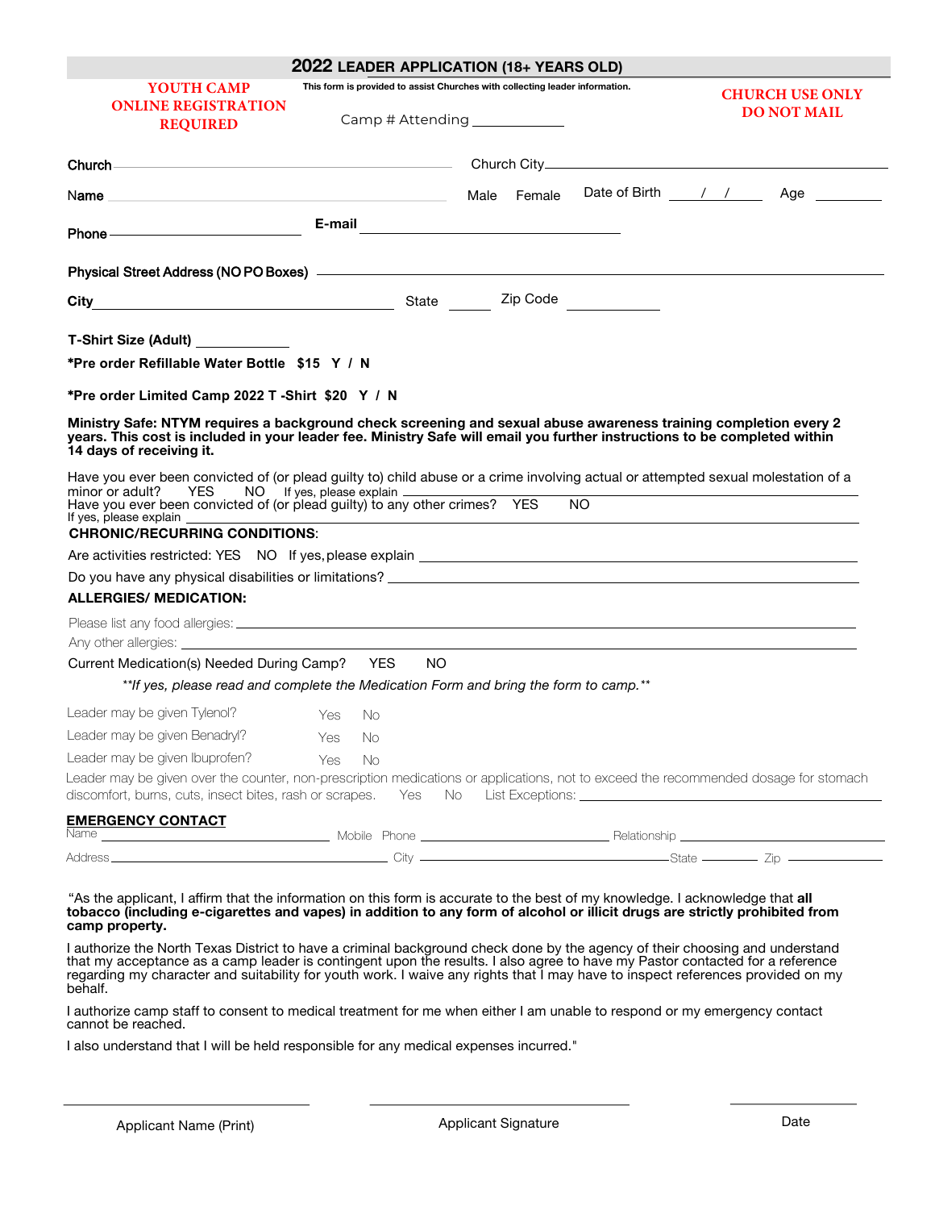# 2022 LEADER APPLICATION (18+ YEARS OLD)

**YOUTH CAMP ONLINE REGISTRATION REQUIRED**

This form is provided to assist Churches with collecting leader information.

**CHURCH USE ONLY DO NOT MAIL**

Camp # Attending ____________

Church ______________________________ Church City ______________________________

Name ______________________________ Male Female Date of Birth ___/___/___ Age ________

Phone ______________________ E-mail ______________________________

**Physical Street Address (NO PO Boxes)** ______________________________

**City** ______________________ State ______ Zip Code ________

**T-Shirt Size (Adult)** ____________

***Pre order Refillable Water Bottle $15 Y / N**

***Pre order Limited Camp 2022 T -Shirt $20 Y / N**

**Ministry Safe: NTYM requires a background check screening and sexual abuse awareness training completion every 2 years. This cost is included in your leader fee. Ministry Safe will email you further instructions to be completed within 14 days of receiving it.**

Have you ever been convicted of (or plead guilty to) child abuse or a crime involving actual or attempted sexual molestation of a minor or adult? YES NO If yes, please explain ______________________________

Have you ever been convicted of (or plead guilty) to any other crimes? YES NO

If yes, please explain ______________________________

**CHRONIC/RECURRING CONDITIONS**:

Are activities restricted: YES NO If yes, please explain ______________________________

Do you have any physical disabilities or limitations? ______________________________

**ALLERGIES/ MEDICATION:**

Please list any food allergies: ______________________________

Any other allergies: ______________________________

Current Medication(s) Needed During Camp? YES NO

*\*\*If yes, please read and complete the Medication Form and bring the form to camp.\*\**

Leader may be given Tylenol? Yes No

Leader may be given Benadryl? Yes No

Leader may be given Ibuprofen? Yes No

Leader may be given over the counter, non-prescription medications or applications, not to exceed the recommended dosage for stomach discomfort, burns, cuts, insect bites, rash or scrapes. Yes No List Exceptions: ______________________________

**EMERGENCY CONTACT**

Name ______________________ Mobile Phone ______________________ Relationship ______________________

Address ______________________ City ______________________ State ________ Zip ________

"As the applicant, I affirm that the information on this form is accurate to the best of my knowledge. I acknowledge that **all tobacco (including e-cigarettes and vapes) in addition to any form of alcohol or illicit drugs are strictly prohibited from camp property.**

I authorize the North Texas District to have a criminal background check done by the agency of their choosing and understand that my acceptance as a camp leader is contingent upon the results. I also agree to have my Pastor contacted for a reference regarding my character and suitability for youth work. I waive any rights that I may have to inspect references provided on my behalf.

I authorize camp staff to consent to medical treatment for me when either I am unable to respond or my emergency contact cannot be reached.

I also understand that I will be held responsible for any medical expenses incurred."

______________________ ______________________ ____________

Applicant Name (Print) Applicant Signature Date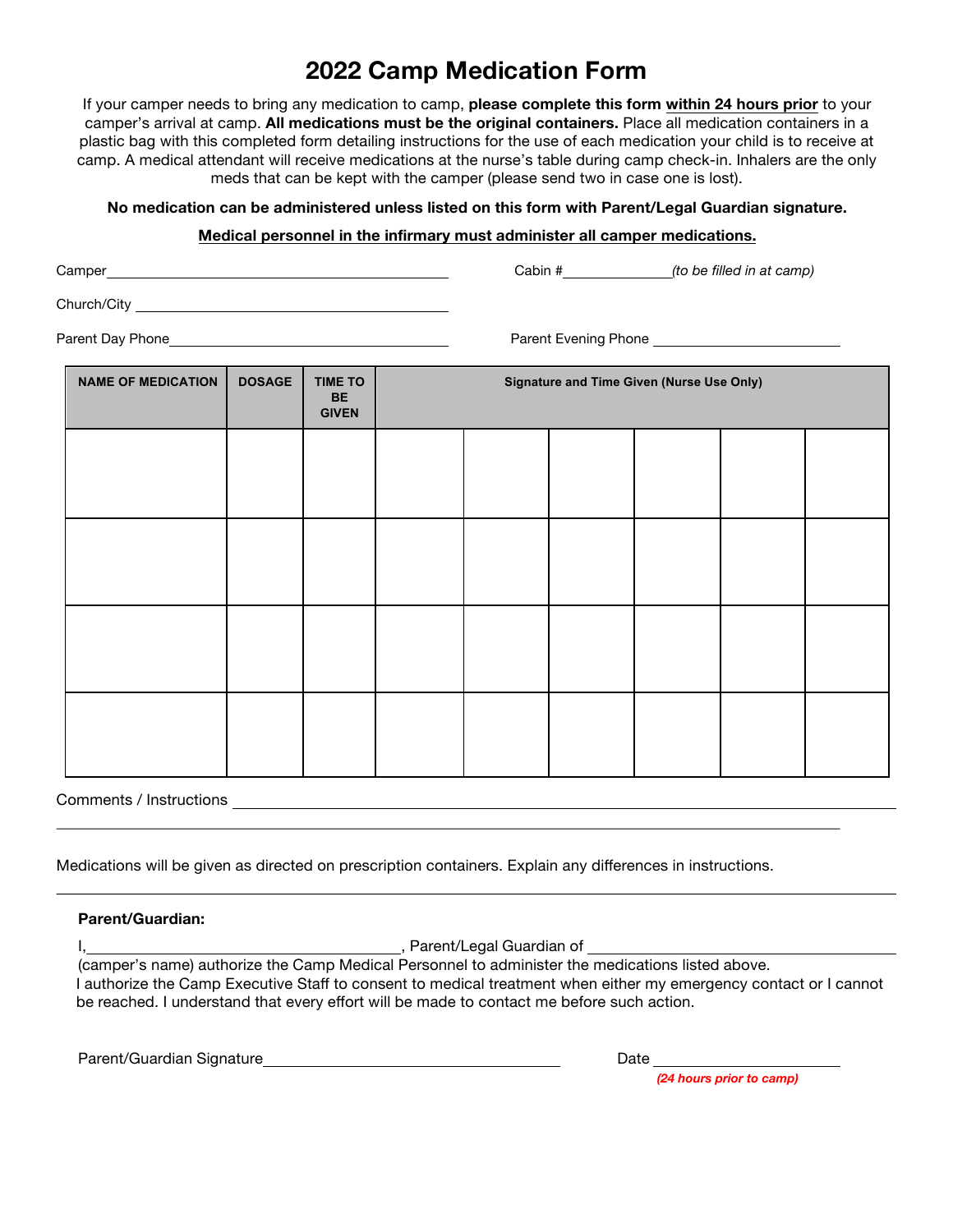# 2022 Camp Medication Form

If your camper needs to bring any medication to camp, **please complete this form <u>within 24 hours prior</u>** to your camper's arrival at camp. **All medications must be the original containers.** Place all medication containers in a plastic bag with this completed form detailing instructions for the use of each medication your child is to receive at camp. A medical attendant will receive medications at the nurse's table during camp check-in. Inhalers are the only meds that can be kept with the camper (please send two in case one is lost).

**No medication can be administered unless listed on this form with Parent/Legal Guardian signature.**

**<u>Medical personnel in the infirmary must administer all camper medications.</u>**

Camper ______________________________ Cabin # __________ *(to be filled in at camp)*

Church/City ______________________________

Parent Day Phone ______________________________ Parent Evening Phone ______________________________

| NAME OF MEDICATION | DOSAGE | TIME TO BE GIVEN | Signature and Time Given (Nurse Use Only) | | | | | |
|---|---|---|---|---|---|---|---|---|
| | | | | | | | | |
| | | | | | | | | |
| | | | | | | | | |
| | | | | | | | | |

Comments / Instructions ____________________________________________________________

____________________________________________________________

Medications will be given as directed on prescription containers. Explain any differences in instructions.

____________________________________________________________

**Parent/Guardian:**

I, ______________________________, Parent/Legal Guardian of ______________________________ (camper's name) authorize the Camp Medical Personnel to administer the medications listed above. I authorize the Camp Executive Staff to consent to medical treatment when either my emergency contact or I cannot be reached. I understand that every effort will be made to contact me before such action.

Parent/Guardian Signature ______________________________ Date ______________________________

***(24 hours prior to camp)***